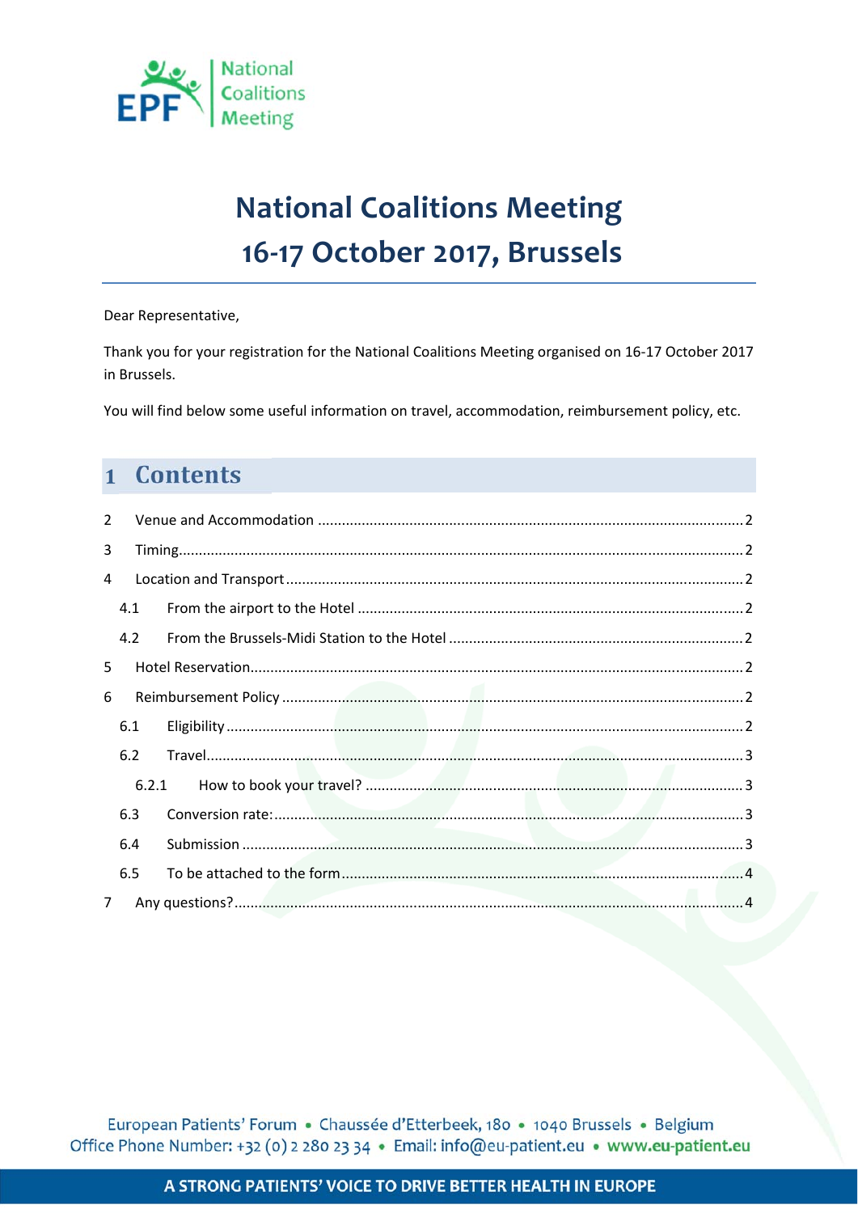# National Coalitions Meeting
# 16-17 October 2017, Brussels

Dear Representative,

Thank you for your registration for the National Coalitions Meeting organised on 16-17 October 2017 in Brussels.

You will find below some useful information on travel, accommodation, reimbursement policy, etc.

## 1 Contents

2 Venue and Accommodation ..... 2

3 Timing ..... 2

4 Location and Transport ..... 2

- 4.1 From the airport to the Hotel ..... 2
- 4.2 From the Brussels-Midi Station to the Hotel ..... 2

5 Hotel Reservation ..... 2

6 Reimbursement Policy ..... 2

- 6.1 Eligibility ..... 2
- 6.2 Travel ..... 3
  - 6.2.1 How to book your travel? ..... 3
- 6.3 Conversion rate: ..... 3
- 6.4 Submission ..... 3
- 6.5 To be attached to the form ..... 4

7 Any questions? ..... 4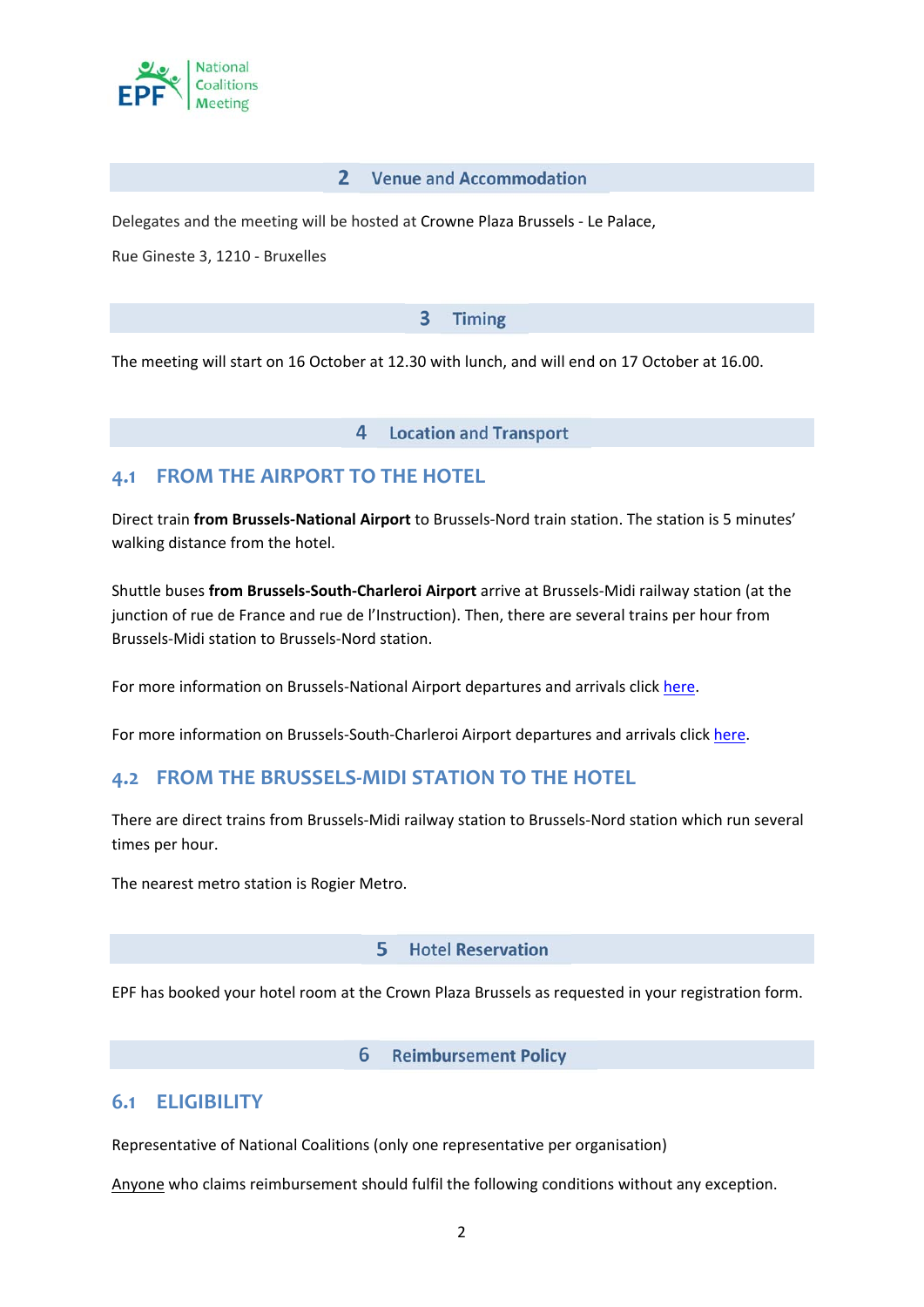## 2 Venue and Accommodation

Delegates and the meeting will be hosted at Crowne Plaza Brussels - Le Palace,

Rue Gineste 3, 1210 - Bruxelles

## 3 Timing

The meeting will start on 16 October at 12.30 with lunch, and will end on 17 October at 16.00.

## 4 Location and Transport

### 4.1 FROM THE AIRPORT TO THE HOTEL

Direct train **from Brussels-National Airport** to Brussels-Nord train station. The station is 5 minutes' walking distance from the hotel.

Shuttle buses **from Brussels-South-Charleroi Airport** arrive at Brussels-Midi railway station (at the junction of rue de France and rue de l'Instruction). Then, there are several trains per hour from Brussels-Midi station to Brussels-Nord station.

For more information on Brussels-National Airport departures and arrivals click here.

For more information on Brussels-South-Charleroi Airport departures and arrivals click here.

### 4.2 FROM THE BRUSSELS-MIDI STATION TO THE HOTEL

There are direct trains from Brussels-Midi railway station to Brussels-Nord station which run several times per hour.

The nearest metro station is Rogier Metro.

## 5 Hotel Reservation

EPF has booked your hotel room at the Crown Plaza Brussels as requested in your registration form.

## 6 Reimbursement Policy

### 6.1 ELIGIBILITY

Representative of National Coalitions (only one representative per organisation)

Anyone who claims reimbursement should fulfil the following conditions without any exception.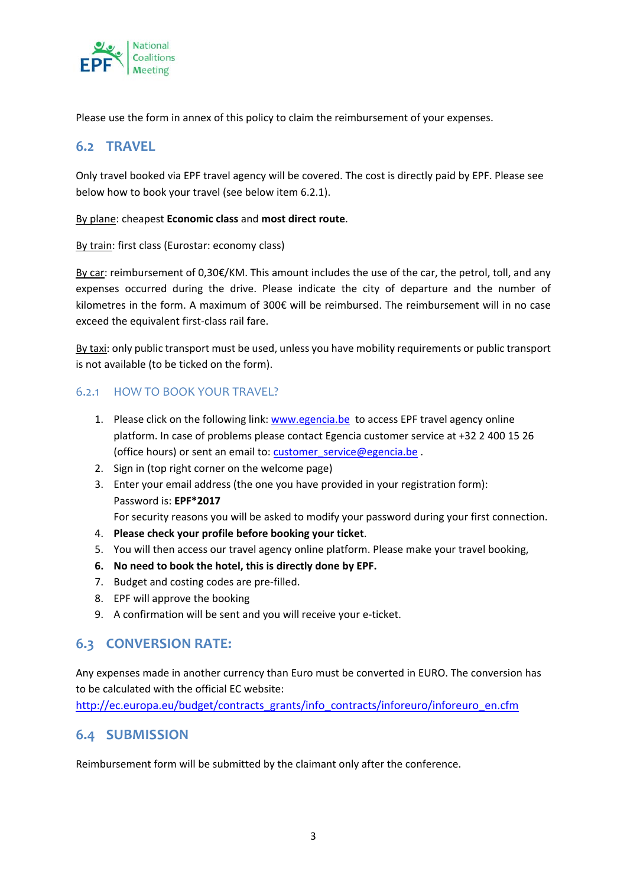Please use the form in annex of this policy to claim the reimbursement of your expenses.

## 6.2 TRAVEL

Only travel booked via EPF travel agency will be covered. The cost is directly paid by EPF. Please see below how to book your travel (see below item 6.2.1).

By plane: cheapest **Economic class** and **most direct route**.

By train: first class (Eurostar: economy class)

By car: reimbursement of 0,30€/KM. This amount includes the use of the car, the petrol, toll, and any expenses occurred during the drive. Please indicate the city of departure and the number of kilometres in the form. A maximum of 300€ will be reimbursed. The reimbursement will in no case exceed the equivalent first-class rail fare.

By taxi: only public transport must be used, unless you have mobility requirements or public transport is not available (to be ticked on the form).

### 6.2.1 HOW TO BOOK YOUR TRAVEL?

1. Please click on the following link: www.egencia.be to access EPF travel agency online platform. In case of problems please contact Egencia customer service at +32 2 400 15 26 (office hours) or sent an email to: customer_service@egencia.be .
2. Sign in (top right corner on the welcome page)
3. Enter your email address (the one you have provided in your registration form):
   Password is: **EPF*2017**
   For security reasons you will be asked to modify your password during your first connection.
4. **Please check your profile before booking your ticket**.
5. You will then access our travel agency online platform. Please make your travel booking,
6. **No need to book the hotel, this is directly done by EPF.**
7. Budget and costing codes are pre-filled.
8. EPF will approve the booking
9. A confirmation will be sent and you will receive your e-ticket.

## 6.3 CONVERSION RATE:

Any expenses made in another currency than Euro must be converted in EURO. The conversion has to be calculated with the official EC website:
http://ec.europa.eu/budget/contracts_grants/info_contracts/inforeuro/inforeuro_en.cfm

## 6.4 SUBMISSION

Reimbursement form will be submitted by the claimant only after the conference.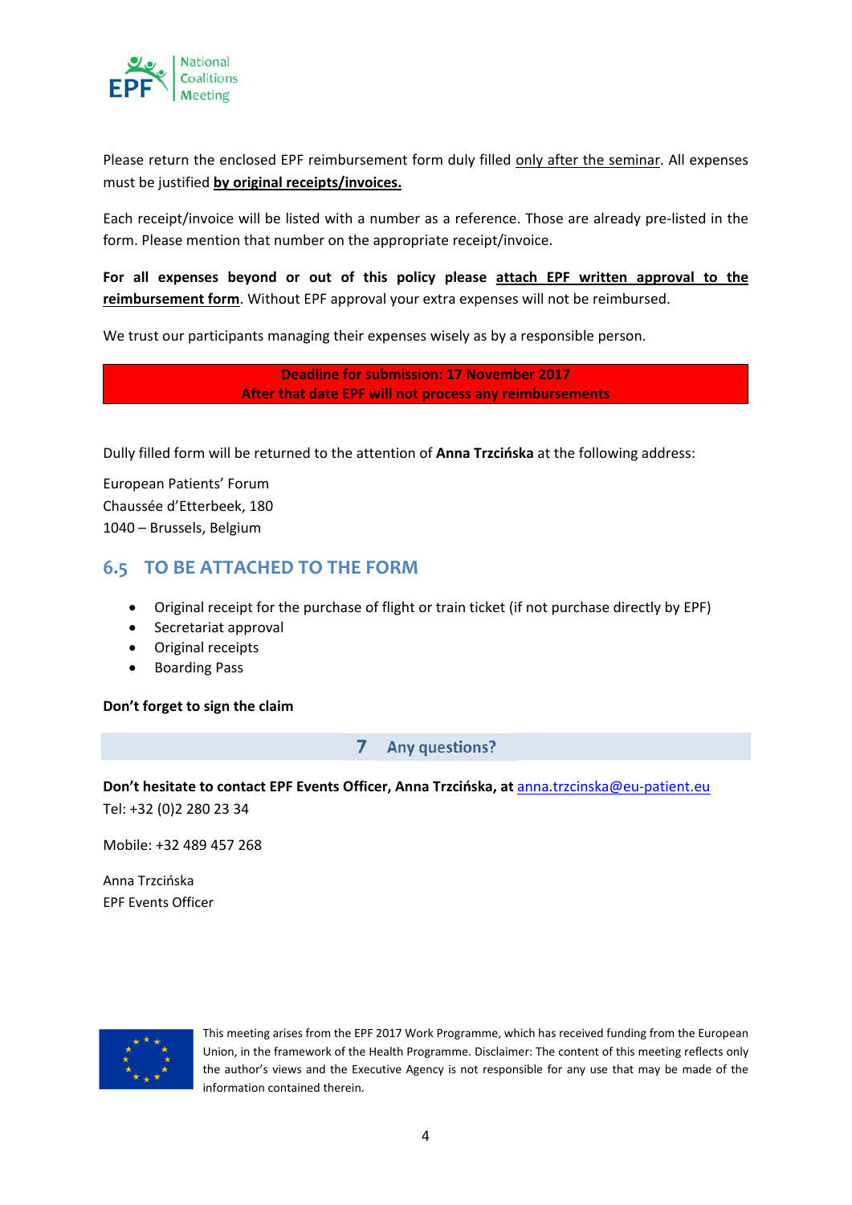Please return the enclosed EPF reimbursement form duly filled only after the seminar. All expenses must be justified **by original receipts/invoices.**

Each receipt/invoice will be listed with a number as a reference. Those are already pre-listed in the form. Please mention that number on the appropriate receipt/invoice.

**For all expenses beyond or out of this policy please attach EPF written approval to the reimbursement form**. Without EPF approval your extra expenses will not be reimbursed.

We trust our participants managing their expenses wisely as by a responsible person.

**Deadline for submission: 17 November 2017**
**After that date EPF will not process any reimbursements**

Dully filled form will be returned to the attention of **Anna Trzcińska** at the following address:

European Patients' Forum
Chaussée d'Etterbeek, 180
1040 – Brussels, Belgium

## 6.5 TO BE ATTACHED TO THE FORM

- Original receipt for the purchase of flight or train ticket (if not purchase directly by EPF)
- Secretariat approval
- Original receipts
- Boarding Pass

**Don't forget to sign the claim**

# 7 Any questions?

**Don't hesitate to contact EPF Events Officer, Anna Trzcińska, at** anna.trzcinska@eu-patient.eu
Tel: +32 (0)2 280 23 34

Mobile: +32 489 457 268

Anna Trzcińska
EPF Events Officer

This meeting arises from the EPF 2017 Work Programme, which has received funding from the European Union, in the framework of the Health Programme. Disclaimer: The content of this meeting reflects only the author's views and the Executive Agency is not responsible for any use that may be made of the information contained therein.